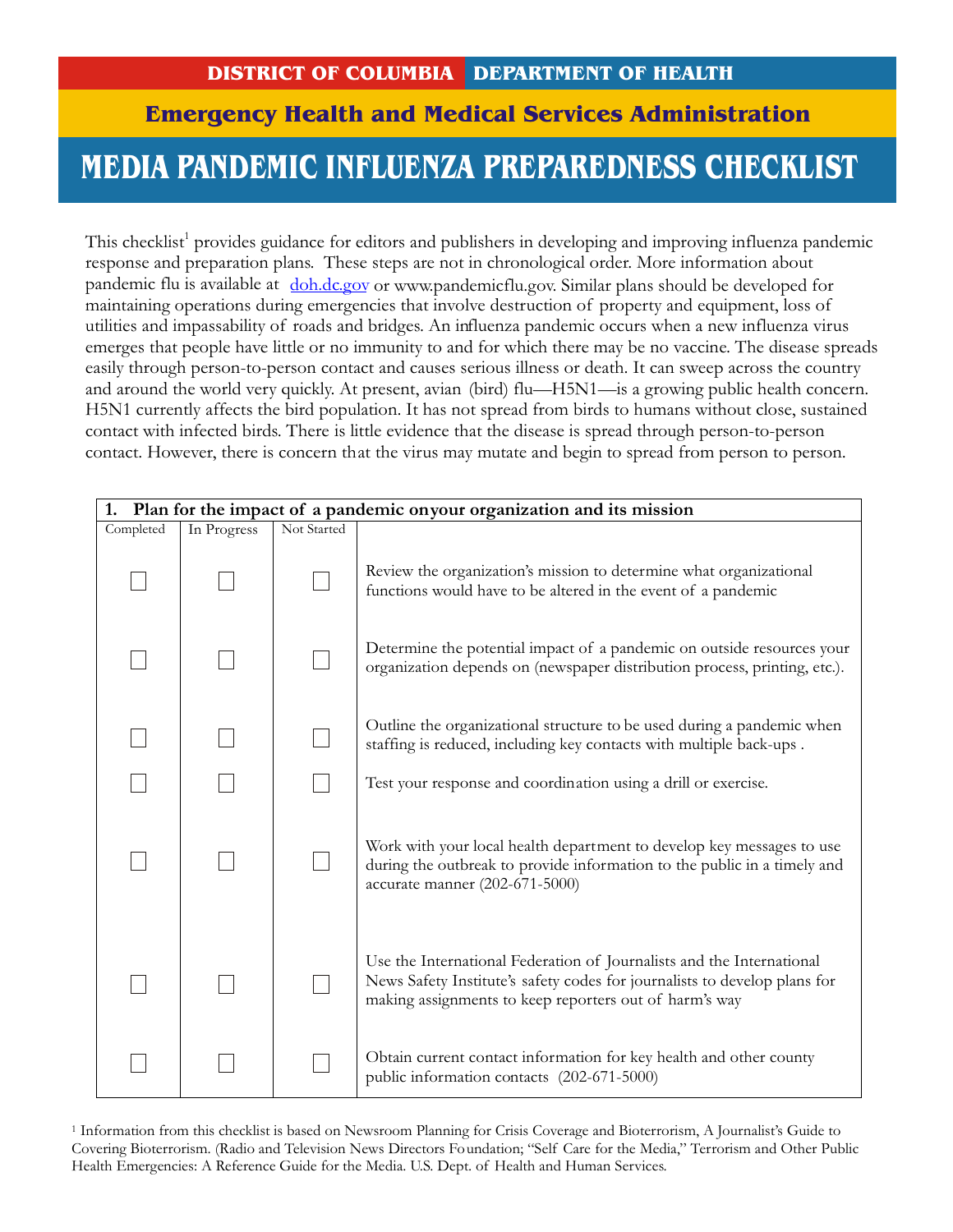**DISTRICT OF COLUMBIA** **DEPARTMENT OF HEALTH**

## Emergency Health and Medical Services Administration

# MEDIA PANDEMIC INFLUENZA PREPAREDNESS CHECKLIST

This checklist[1] provides guidance for editors and publishers in developing and improving influenza pandemic response and preparation plans. These steps are not in chronological order. More information about pandemic flu is available at doh.dc.gov or www.pandemicflu.gov. Similar plans should be developed for maintaining operations during emergencies that involve destruction of property and equipment, loss of utilities and impassability of roads and bridges. An influenza pandemic occurs when a new influenza virus emerges that people have little or no immunity to and for which there may be no vaccine. The disease spreads easily through person-to-person contact and causes serious illness or death. It can sweep across the country and around the world very quickly. At present, avian (bird) flu—H5N1—is a growing public health concern. H5N1 currently affects the bird population. It has not spread from birds to humans without close, sustained contact with infected birds. There is little evidence that the disease is spread through person-to-person contact. However, there is concern that the virus may mutate and begin to spread from person to person.

| **1. Plan for the impact of a pandemic onyour organization and its mission** | | | |
|---|---|---|---|
| Completed | In Progress | Not Started | |
| ☐ | ☐ | ☐ | Review the organization's mission to determine what organizational functions would have to be altered in the event of a pandemic |
| ☐ | ☐ | ☐ | Determine the potential impact of a pandemic on outside resources your organization depends on (newspaper distribution process, printing, etc.). |
| ☐ | ☐ | ☐ | Outline the organizational structure to be used during a pandemic when staffing is reduced, including key contacts with multiple back-ups . |
| ☐ | ☐ | ☐ | Test your response and coordination using a drill or exercise. |
| ☐ | ☐ | ☐ | Work with your local health department to develop key messages to use during the outbreak to provide information to the public in a timely and accurate manner (202-671-5000) |
| ☐ | ☐ | ☐ | Use the International Federation of Journalists and the International News Safety Institute's safety codes for journalists to develop plans for making assignments to keep reporters out of harm's way |
| ☐ | ☐ | ☐ | Obtain current contact information for key health and other county public information contacts (202-671-5000) |

[1] Information from this checklist is based on Newsroom Planning for Crisis Coverage and Bioterrorism, A Journalist's Guide to Covering Bioterrorism. (Radio and Television News Directors Foundation; "Self Care for the Media," Terrorism and Other Public Health Emergencies: A Reference Guide for the Media. U.S. Dept. of Health and Human Services.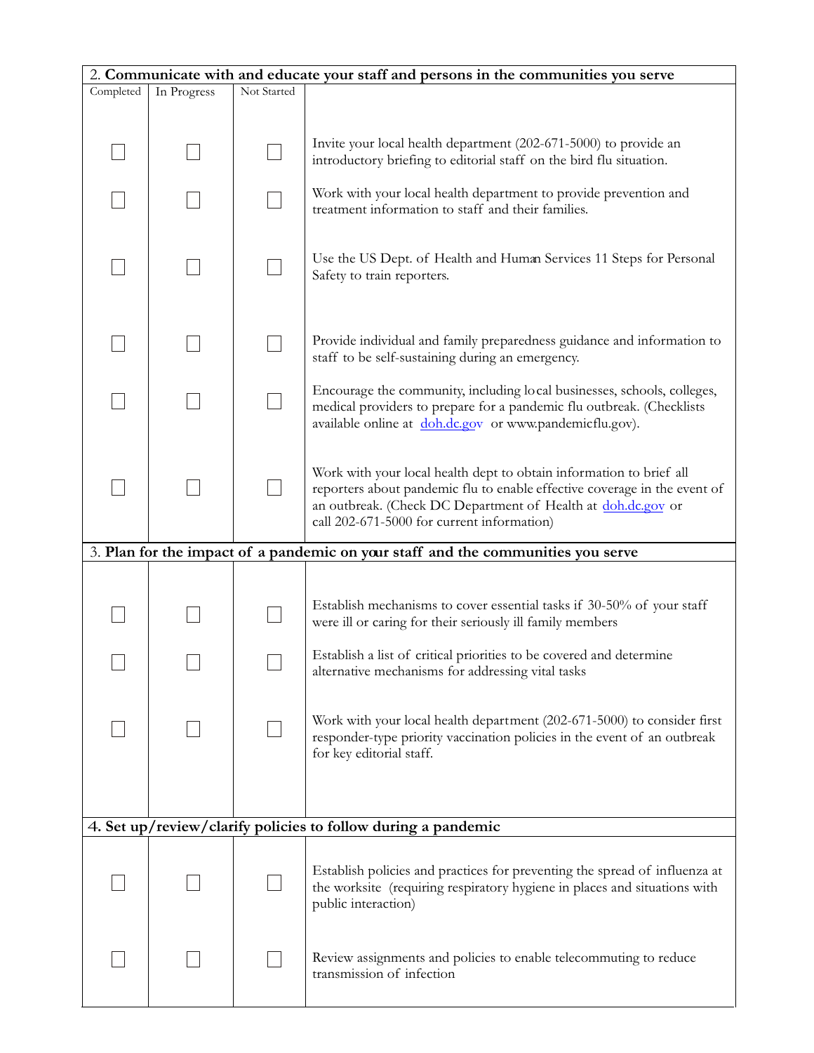| 2. **Communicate with and educate your staff and persons in the communities you serve** | | | |
|---|---|---|---|
| Completed | In Progress | Not Started | |
| ☐ | ☐ | ☐ | Invite your local health department (202-671-5000) to provide an introductory briefing to editorial staff on the bird flu situation. |
| ☐ | ☐ | ☐ | Work with your local health department to provide prevention and treatment information to staff and their families. |
| ☐ | ☐ | ☐ | Use the US Dept. of Health and Human Services 11 Steps for Personal Safety to train reporters. |
| ☐ | ☐ | ☐ | Provide individual and family preparedness guidance and information to staff to be self-sustaining during an emergency. |
| ☐ | ☐ | ☐ | Encourage the community, including local businesses, schools, colleges, medical providers to prepare for a pandemic flu outbreak. (Checklists available online at doh.dc.gov or www.pandemicflu.gov). |
| ☐ | ☐ | ☐ | Work with your local health dept to obtain information to brief all reporters about pandemic flu to enable effective coverage in the event of an outbreak. (Check DC Department of Health at doh.dc.gov or call 202-671-5000 for current information) |
| 3. **Plan for the impact of a pandemic on your staff and the communities you serve** | | | |
| ☐ | ☐ | ☐ | Establish mechanisms to cover essential tasks if 30-50% of your staff were ill or caring for their seriously ill family members |
| ☐ | ☐ | ☐ | Establish a list of critical priorities to be covered and determine alternative mechanisms for addressing vital tasks |
| ☐ | ☐ | ☐ | Work with your local health department (202-671-5000) to consider first responder-type priority vaccination policies in the event of an outbreak for key editorial staff. |
| **4. Set up/review/clarify policies to follow during a pandemic** | | | |
| ☐ | ☐ | ☐ | Establish policies and practices for preventing the spread of influenza at the worksite (requiring respiratory hygiene in places and situations with public interaction) |
| ☐ | ☐ | ☐ | Review assignments and policies to enable telecommuting to reduce transmission of infection |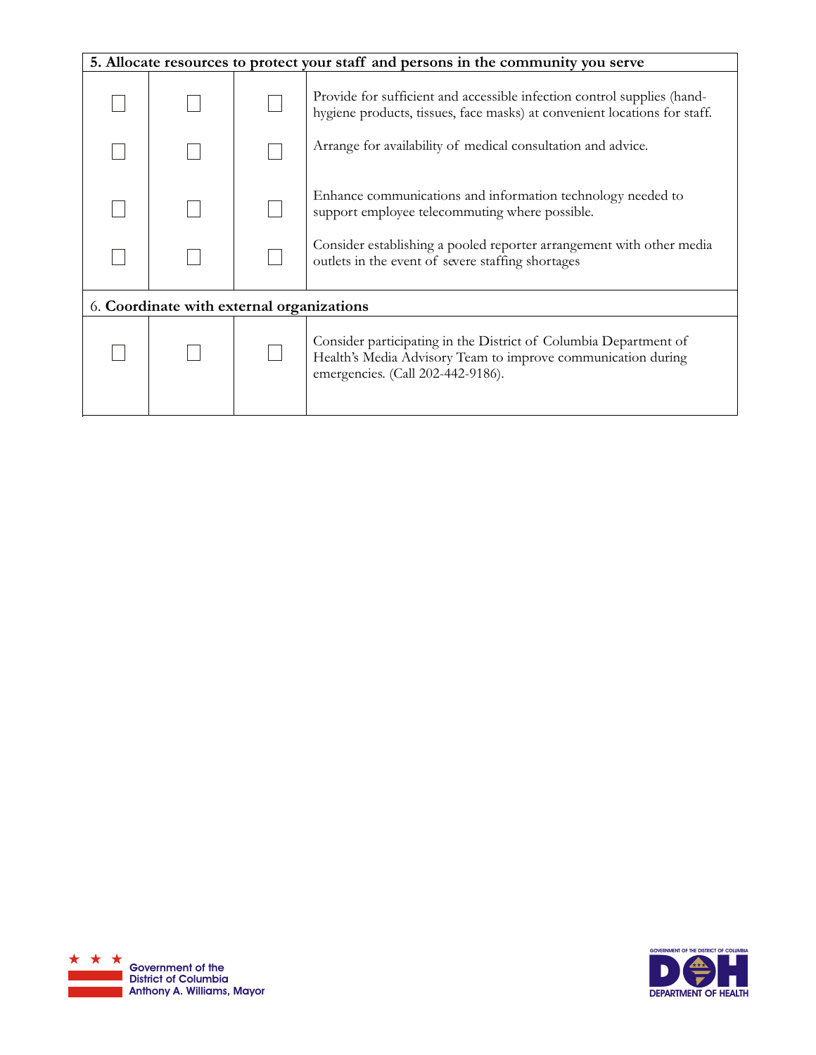| | | | |
|---|---|---|---|
| **5. Allocate resources to protect your staff and persons in the community you serve** | | | |
| ☐ | ☐ | ☐ | Provide for sufficient and accessible infection control supplies (hand-hygiene products, tissues, face masks) at convenient locations for staff. |
| ☐ | ☐ | ☐ | Arrange for availability of medical consultation and advice. |
| ☐ | ☐ | ☐ | Enhance communications and information technology needed to support employee telecommuting where possible. |
| ☐ | ☐ | ☐ | Consider establishing a pooled reporter arrangement with other media outlets in the event of severe staffing shortages |
| 6. **Coordinate with external organizations** | | | |
| ☐ | ☐ | ☐ | Consider participating in the District of Columbia Department of Health's Media Advisory Team to improve communication during emergencies. (Call 202-442-9186). |

Government of the District of Columbia
Anthony A. Williams, Mayor

GOVERNMENT OF THE DISTRICT OF COLUMBIA
DOH
DEPARTMENT OF HEALTH